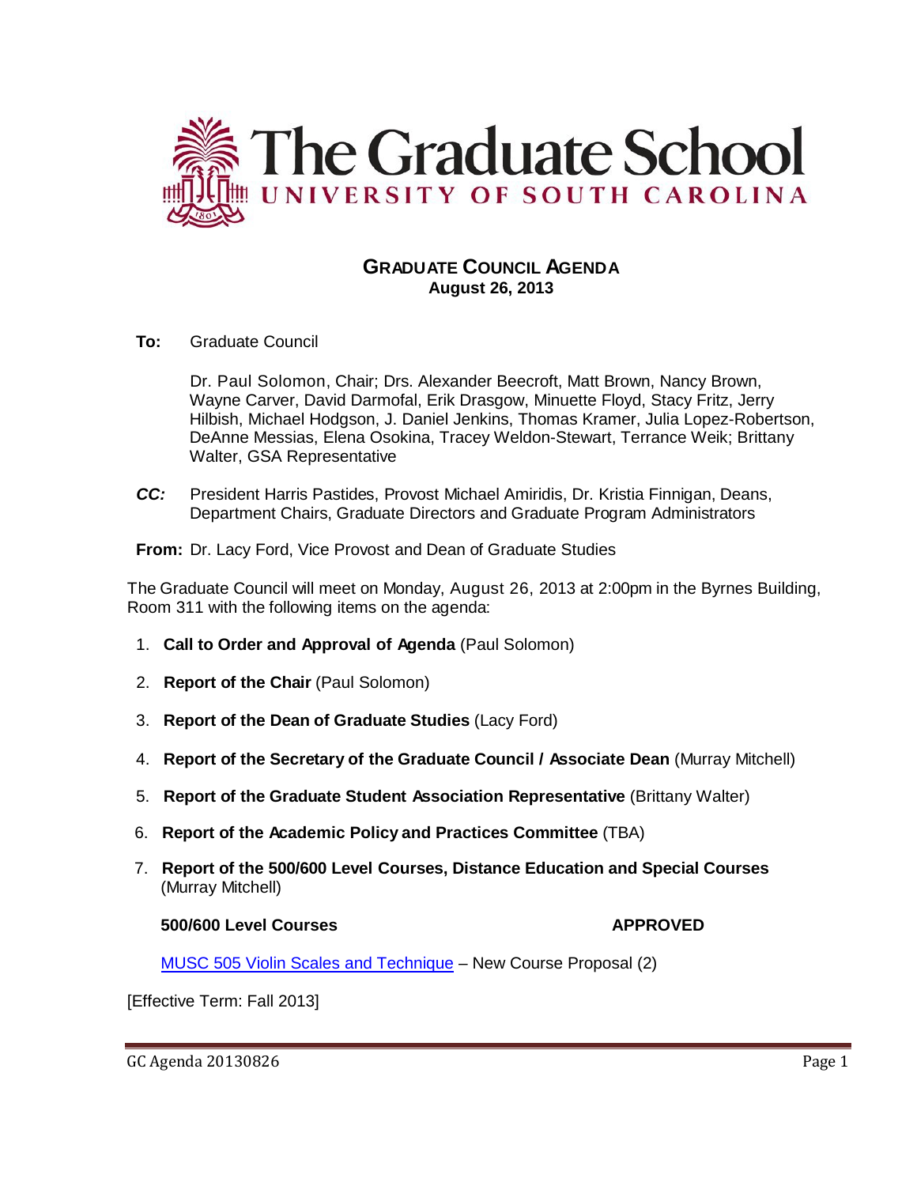# The Graduate School
## UNIVERSITY OF SOUTH CAROLINA

### GRADUATE COUNCIL AGENDA
**August 26, 2013**

**To:** Graduate Council

Dr. Paul Solomon, Chair; Drs. Alexander Beecroft, Matt Brown, Nancy Brown, Wayne Carver, David Darmofal, Erik Drasgow, Minuette Floyd, Stacy Fritz, Jerry Hilbish, Michael Hodgson, J. Daniel Jenkins, Thomas Kramer, Julia Lopez-Robertson, DeAnne Messias, Elena Osokina, Tracey Weldon-Stewart, Terrance Weik; Brittany Walter, GSA Representative

***CC:*** President Harris Pastides, Provost Michael Amiridis, Dr. Kristia Finnigan, Deans, Department Chairs, Graduate Directors and Graduate Program Administrators

**From:** Dr. Lacy Ford, Vice Provost and Dean of Graduate Studies

The Graduate Council will meet on Monday, August 26, 2013 at 2:00pm in the Byrnes Building, Room 311 with the following items on the agenda:

1. **Call to Order and Approval of Agenda** (Paul Solomon)
2. **Report of the Chair** (Paul Solomon)
3. **Report of the Dean of Graduate Studies** (Lacy Ford)
4. **Report of the Secretary of the Graduate Council / Associate Dean** (Murray Mitchell)
5. **Report of the Graduate Student Association Representative** (Brittany Walter)
6. **Report of the Academic Policy and Practices Committee** (TBA)
7. **Report of the 500/600 Level Courses, Distance Education and Special Courses** (Murray Mitchell)

**500/600 Level Courses** **APPROVED**

MUSC 505 Violin Scales and Technique – New Course Proposal (2)

[Effective Term: Fall 2013]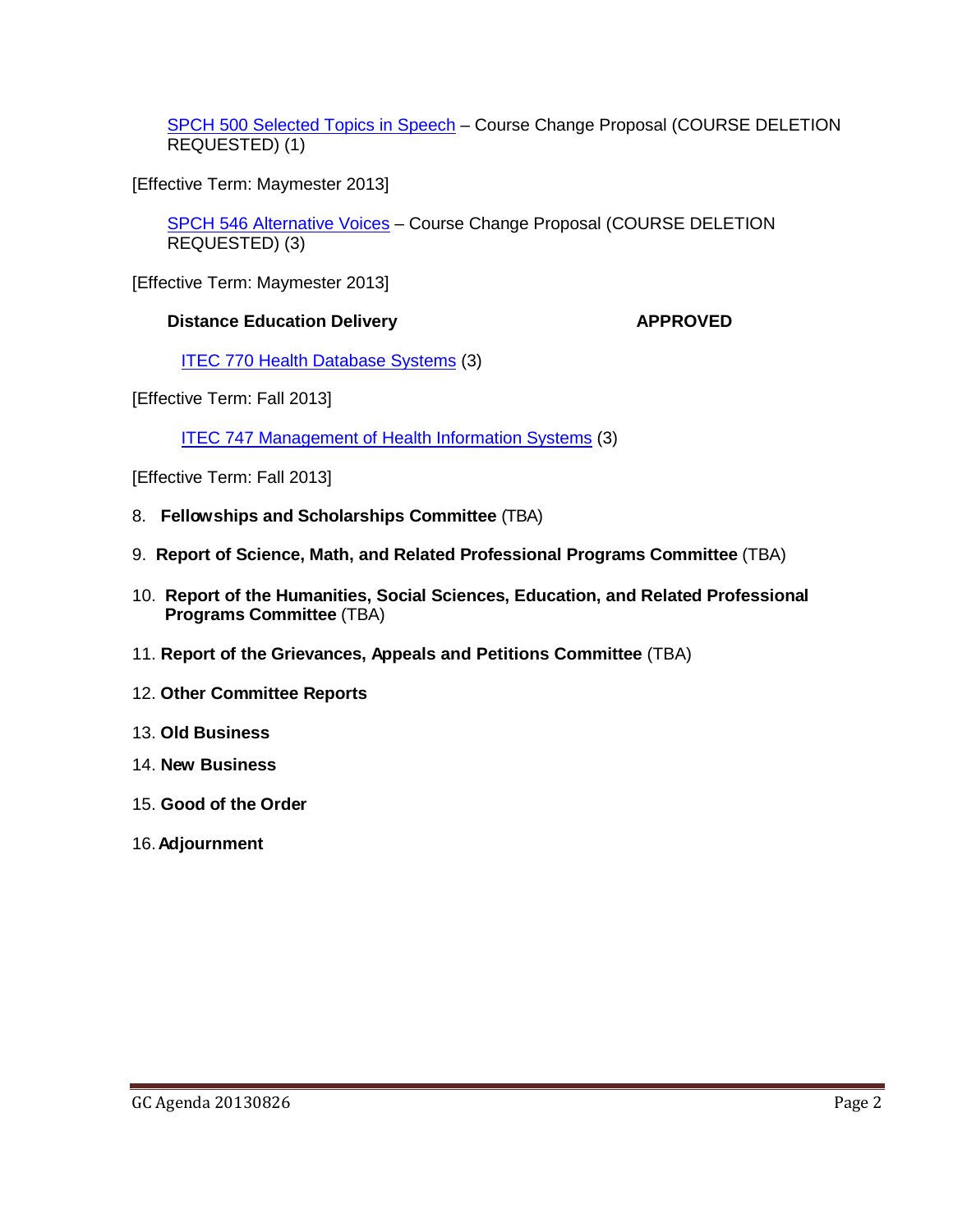[SPCH 500 Selected Topics in Speech](#) – Course Change Proposal (COURSE DELETION REQUESTED) (1)

[Effective Term: Maymester 2013]

[SPCH 546 Alternative Voices](#) – Course Change Proposal (COURSE DELETION REQUESTED) (3)

[Effective Term: Maymester 2013]

**Distance Education Delivery** **APPROVED**

[ITEC 770 Health Database Systems](#) (3)

[Effective Term: Fall 2013]

[ITEC 747 Management of Health Information Systems](#) (3)

[Effective Term: Fall 2013]

8. **Fellowships and Scholarships Committee** (TBA)

9. **Report of Science, Math, and Related Professional Programs Committee** (TBA)

10. **Report of the Humanities, Social Sciences, Education, and Related Professional Programs Committee** (TBA)

11. **Report of the Grievances, Appeals and Petitions Committee** (TBA)

12. **Other Committee Reports**

13. **Old Business**

14. **New Business**

15. **Good of the Order**

16. **Adjournment**